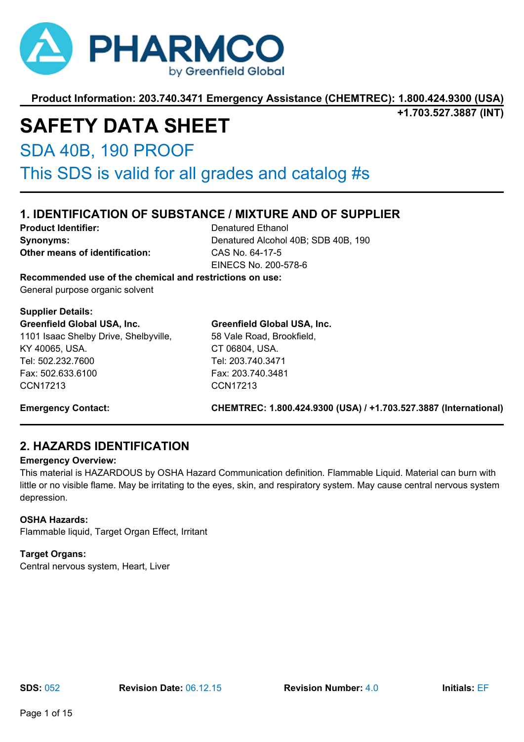PHARMCO by Greenfield Global

**Product Information: 203.740.3471 Emergency Assistance (CHEMTREC): 1.800.424.9300 (USA) +1.703.527.3887 (INT)**

# SAFETY DATA SHEET

## SDA 40B, 190 PROOF

## This SDS is valid for all grades and catalog #s

## 1. IDENTIFICATION OF SUBSTANCE / MIXTURE AND OF SUPPLIER

**Product Identifier:** Denatured Ethanol

**Synonyms:** Denatured Alcohol 40B; SDB 40B, 190

**Other means of identification:** CAS No. 64-17-5
EINECS No. 200-578-6

**Recommended use of the chemical and restrictions on use:**
General purpose organic solvent

**Supplier Details:**

**Greenfield Global USA, Inc.**
1101 Isaac Shelby Drive, Shelbyville,
KY 40065, USA.
Tel: 502.232.7600
Fax: 502.633.6100
CCN17213

**Greenfield Global USA, Inc.**
58 Vale Road, Brookfield,
CT 06804, USA.
Tel: 203.740.3471
Fax: 203.740.3481
CCN17213

**Emergency Contact:** **CHEMTREC: 1.800.424.9300 (USA) / +1.703.527.3887 (International)**

## 2. HAZARDS IDENTIFICATION

**Emergency Overview:**
This material is HAZARDOUS by OSHA Hazard Communication definition. Flammable Liquid. Material can burn with little or no visible flame. May be irritating to the eyes, skin, and respiratory system. May cause central nervous system depression.

**OSHA Hazards:**
Flammable liquid, Target Organ Effect, Irritant

**Target Organs:**
Central nervous system, Heart, Liver

**SDS:** 052 **Revision Date:** 06.12.15 **Revision Number:** 4.0 **Initials:** EF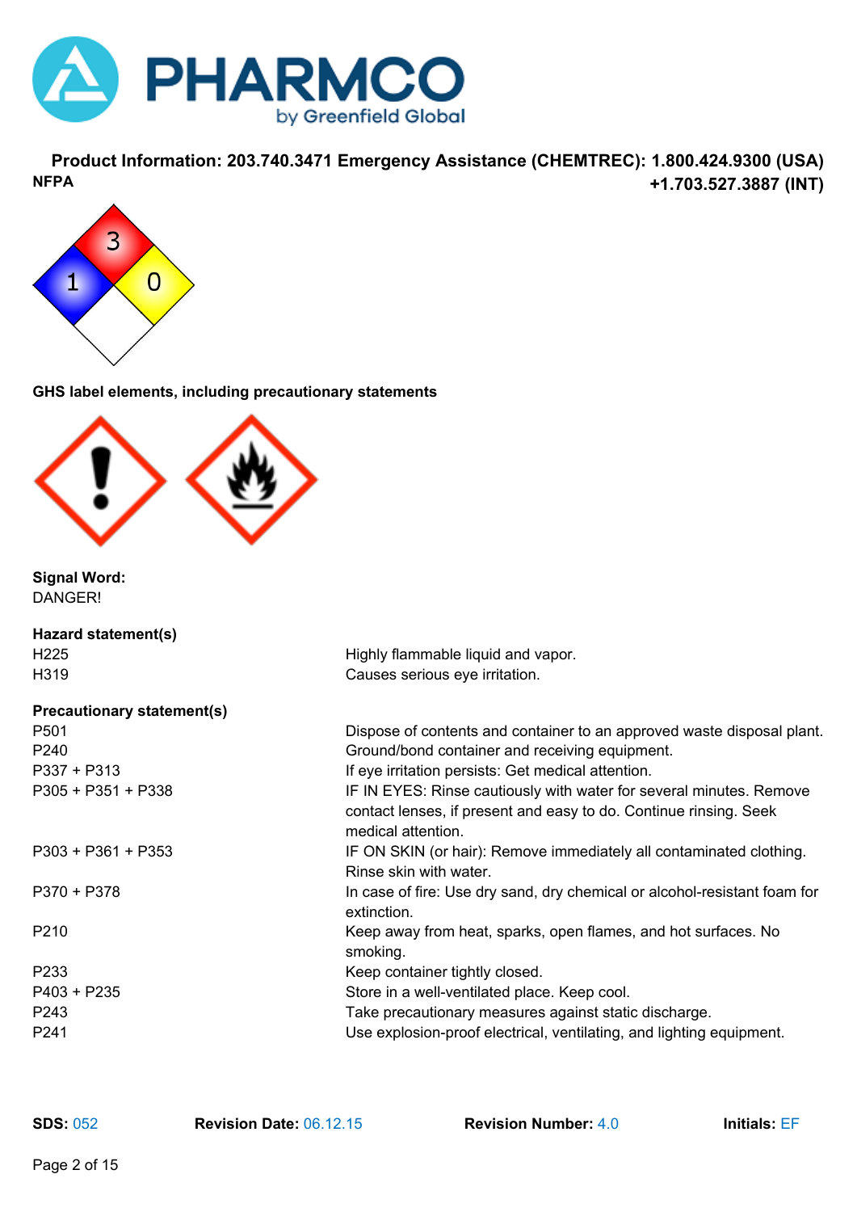**Product Information: 203.740.3471 Emergency Assistance (CHEMTREC): 1.800.424.9300 (USA) +1.703.527.3887 (INT)**

**NFPA**

3
1 0

**GHS label elements, including precautionary statements**

**Signal Word:**
DANGER!

**Hazard statement(s)**

| | |
|---|---|
| H225 | Highly flammable liquid and vapor. |
| H319 | Causes serious eye irritation. |

**Precautionary statement(s)**

| | |
|---|---|
| P501 | Dispose of contents and container to an approved waste disposal plant. |
| P240 | Ground/bond container and receiving equipment. |
| P337 + P313 | If eye irritation persists: Get medical attention. |
| P305 + P351 + P338 | IF IN EYES: Rinse cautiously with water for several minutes. Remove contact lenses, if present and easy to do. Continue rinsing. Seek medical attention. |
| P303 + P361 + P353 | IF ON SKIN (or hair): Remove immediately all contaminated clothing. Rinse skin with water. |
| P370 + P378 | In case of fire: Use dry sand, dry chemical or alcohol-resistant foam for extinction. |
| P210 | Keep away from heat, sparks, open flames, and hot surfaces. No smoking. |
| P233 | Keep container tightly closed. |
| P403 + P235 | Store in a well-ventilated place. Keep cool. |
| P243 | Take precautionary measures against static discharge. |
| P241 | Use explosion-proof electrical, ventilating, and lighting equipment. |

**SDS:** 052 **Revision Date:** 06.12.15 **Revision Number:** 4.0 **Initials:** EF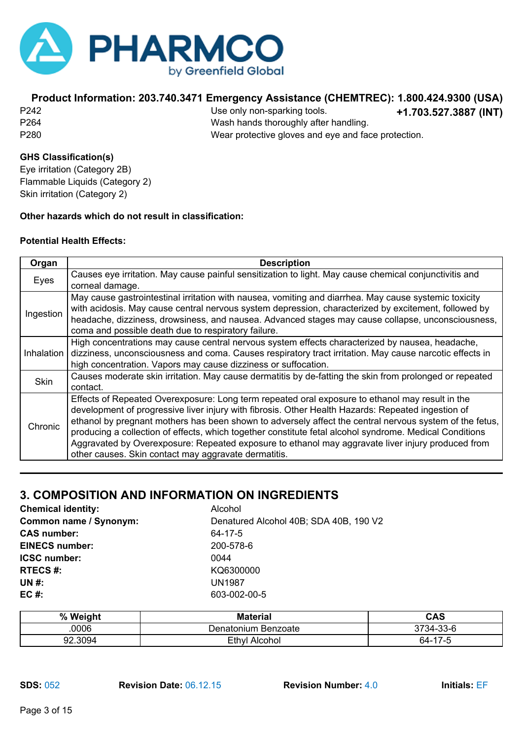P242 Use only non-sparking tools.
P264 Wash hands thoroughly after handling.
P280 Wear protective gloves and eye and face protection.

**GHS Classification(s)**

Eye irritation (Category 2B)
Flammable Liquids (Category 2)
Skin irritation (Category 2)

**Other hazards which do not result in classification:**

**Potential Health Effects:**

| Organ | Description |
| --- | --- |
| Eyes | Causes eye irritation. May cause painful sensitization to light. May cause chemical conjunctivitis and corneal damage. |
| Ingestion | May cause gastrointestinal irritation with nausea, vomiting and diarrhea. May cause systemic toxicity with acidosis. May cause central nervous system depression, characterized by excitement, followed by headache, dizziness, drowsiness, and nausea. Advanced stages may cause collapse, unconsciousness, coma and possible death due to respiratory failure. |
| Inhalation | High concentrations may cause central nervous system effects characterized by nausea, headache, dizziness, unconsciousness and coma. Causes respiratory tract irritation. May cause narcotic effects in high concentration. Vapors may cause dizziness or suffocation. |
| Skin | Causes moderate skin irritation. May cause dermatitis by de-fatting the skin from prolonged or repeated contact. |
| Chronic | Effects of Repeated Overexposure: Long term repeated oral exposure to ethanol may result in the development of progressive liver injury with fibrosis. Other Health Hazards: Repeated ingestion of ethanol by pregnant mothers has been shown to adversely affect the central nervous system of the fetus, producing a collection of effects, which together constitute fetal alcohol syndrome. Medical Conditions Aggravated by Overexposure: Repeated exposure to ethanol may aggravate liver injury produced from other causes. Skin contact may aggravate dermatitis. |

## 3. COMPOSITION AND INFORMATION ON INGREDIENTS

**Chemical identity:** Alcohol
**Common name / Synonym:** Denatured Alcohol 40B; SDA 40B, 190 V2
**CAS number:** 64-17-5
**EINECS number:** 200-578-6
**ICSC number:** 0044
**RTECS #:** KQ6300000
**UN #:** UN1987
**EC #:** 603-002-00-5

| % Weight | Material | CAS |
| --- | --- | --- |
| .0006 | Denatonium Benzoate | 3734-33-6 |
| 92.3094 | Ethyl Alcohol | 64-17-5 |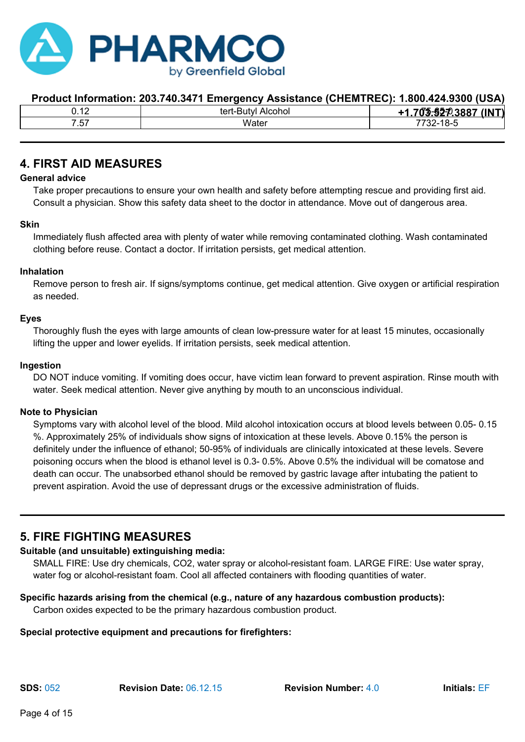| 0.12 | tert-Butyl Alcohol | 75-65-0 |
| --- | --- | --- |
| 7.57 | Water | 7732-18-5 |

## 4. FIRST AID MEASURES

**General advice**

Take proper precautions to ensure your own health and safety before attempting rescue and providing first aid. Consult a physician. Show this safety data sheet to the doctor in attendance. Move out of dangerous area.

**Skin**

Immediately flush affected area with plenty of water while removing contaminated clothing. Wash contaminated clothing before reuse. Contact a doctor. If irritation persists, get medical attention.

**Inhalation**

Remove person to fresh air. If signs/symptoms continue, get medical attention. Give oxygen or artificial respiration as needed.

**Eyes**

Thoroughly flush the eyes with large amounts of clean low-pressure water for at least 15 minutes, occasionally lifting the upper and lower eyelids. If irritation persists, seek medical attention.

**Ingestion**

DO NOT induce vomiting. If vomiting does occur, have victim lean forward to prevent aspiration. Rinse mouth with water. Seek medical attention. Never give anything by mouth to an unconscious individual.

**Note to Physician**

Symptoms vary with alcohol level of the blood. Mild alcohol intoxication occurs at blood levels between 0.05- 0.15 %. Approximately 25% of individuals show signs of intoxication at these levels. Above 0.15% the person is definitely under the influence of ethanol; 50-95% of individuals are clinically intoxicated at these levels. Severe poisoning occurs when the blood is ethanol level is 0.3- 0.5%. Above 0.5% the individual will be comatose and death can occur. The unabsorbed ethanol should be removed by gastric lavage after intubating the patient to prevent aspiration. Avoid the use of depressant drugs or the excessive administration of fluids.

## 5. FIRE FIGHTING MEASURES

**Suitable (and unsuitable) extinguishing media:**

SMALL FIRE: Use dry chemicals, $CO_2$, water spray or alcohol-resistant foam. LARGE FIRE: Use water spray, water fog or alcohol-resistant foam. Cool all affected containers with flooding quantities of water.

**Specific hazards arising from the chemical (e.g., nature of any hazardous combustion products):**

Carbon oxides expected to be the primary hazardous combustion product.

**Special protective equipment and precautions for firefighters:**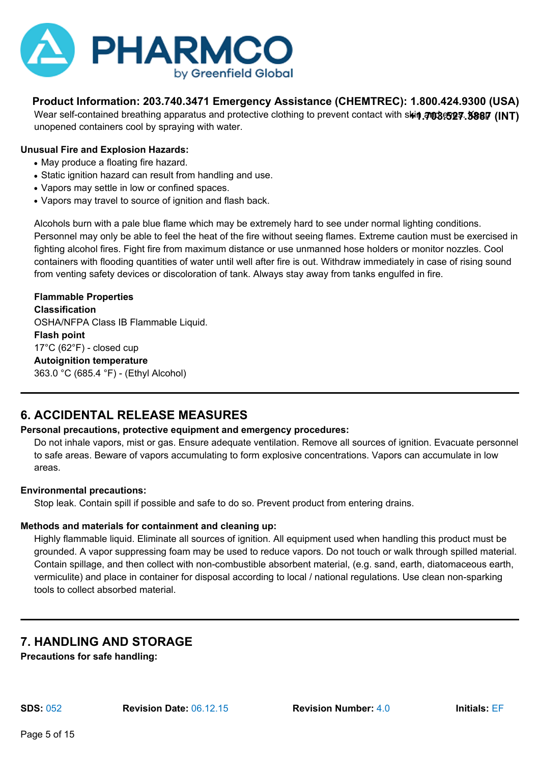Wear self-contained breathing apparatus and protective clothing to prevent contact with skin and eyes. Keep unopened containers cool by spraying with water.

**Unusual Fire and Explosion Hazards:**

- May produce a floating fire hazard.
- Static ignition hazard can result from handling and use.
- Vapors may settle in low or confined spaces.
- Vapors may travel to source of ignition and flash back.

Alcohols burn with a pale blue flame which may be extremely hard to see under normal lighting conditions. Personnel may only be able to feel the heat of the fire without seeing flames. Extreme caution must be exercised in fighting alcohol fires. Fight fire from maximum distance or use unmanned hose holders or monitor nozzles. Cool containers with flooding quantities of water until well after fire is out. Withdraw immediately in case of rising sound from venting safety devices or discoloration of tank. Always stay away from tanks engulfed in fire.

**Flammable Properties**

**Classification**

OSHA/NFPA Class IB Flammable Liquid.

**Flash point**

17°C (62°F) - closed cup

**Autoignition temperature**

363.0 °C (685.4 °F) - (Ethyl Alcohol)

## 6. ACCIDENTAL RELEASE MEASURES

**Personal precautions, protective equipment and emergency procedures:**

Do not inhale vapors, mist or gas. Ensure adequate ventilation. Remove all sources of ignition. Evacuate personnel to safe areas. Beware of vapors accumulating to form explosive concentrations. Vapors can accumulate in low areas.

**Environmental precautions:**

Stop leak. Contain spill if possible and safe to do so. Prevent product from entering drains.

**Methods and materials for containment and cleaning up:**

Highly flammable liquid. Eliminate all sources of ignition. All equipment used when handling this product must be grounded. A vapor suppressing foam may be used to reduce vapors. Do not touch or walk through spilled material. Contain spillage, and then collect with non-combustible absorbent material, (e.g. sand, earth, diatomaceous earth, vermiculite) and place in container for disposal according to local / national regulations. Use clean non-sparking tools to collect absorbed material.

## 7. HANDLING AND STORAGE

**Precautions for safe handling:**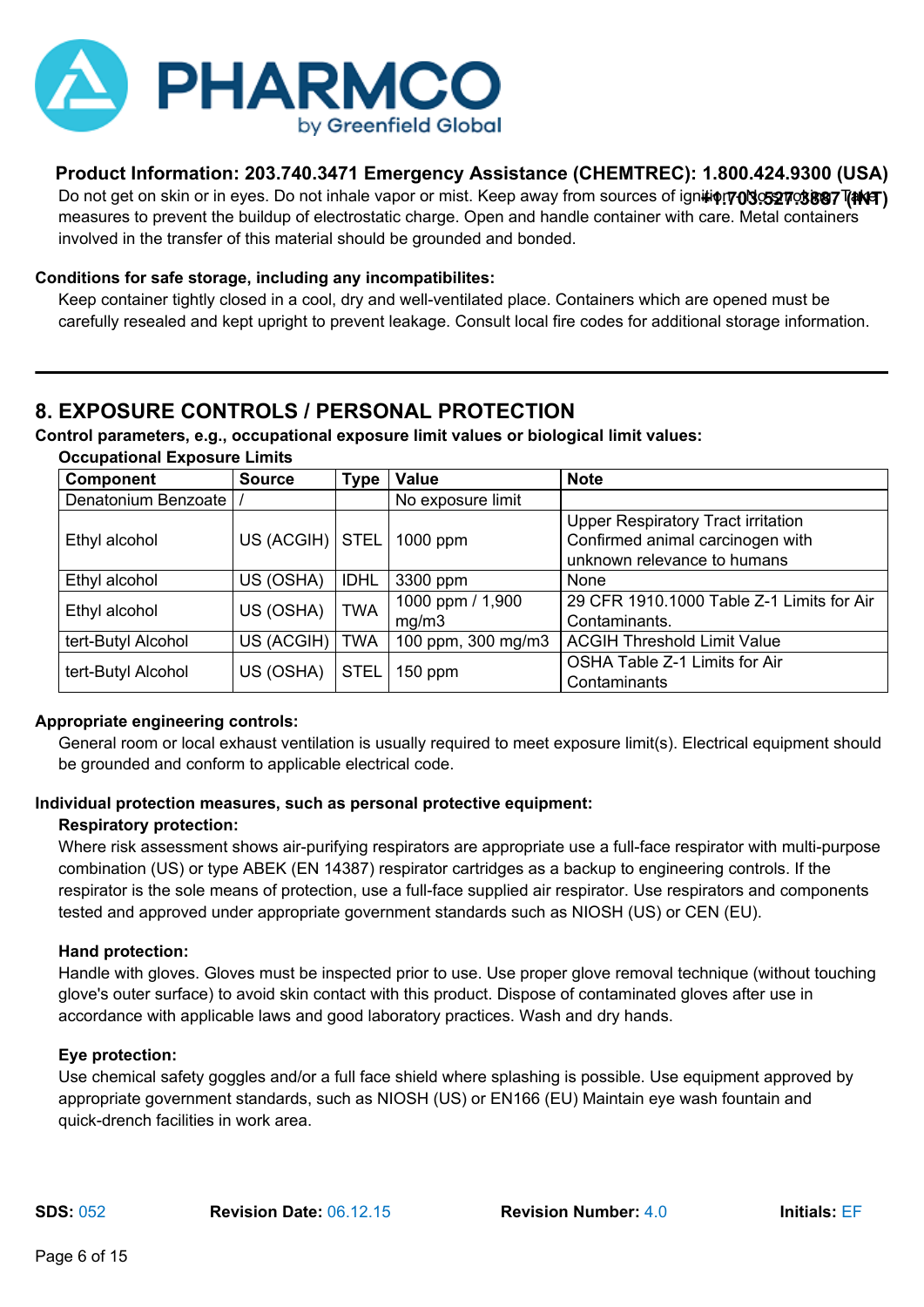**Product Information: 203.740.3471 Emergency Assistance (CHEMTREC): 1.800.424.9300 (USA) +1.703.527.3887 (INT)**

Do not get on skin or in eyes. Do not inhale vapor or mist. Keep away from sources of ignition. No smoking. Take measures to prevent the buildup of electrostatic charge. Open and handle container with care. Metal containers involved in the transfer of this material should be grounded and bonded.

**Conditions for safe storage, including any incompatibilites:**

Keep container tightly closed in a cool, dry and well-ventilated place. Containers which are opened must be carefully resealed and kept upright to prevent leakage. Consult local fire codes for additional storage information.

## 8. EXPOSURE CONTROLS / PERSONAL PROTECTION

**Control parameters, e.g., occupational exposure limit values or biological limit values:**

**Occupational Exposure Limits**

| Component | Source | Type | Value | Note |
|---|---|---|---|---|
| Denatonium Benzoate | / | | No exposure limit | |
| Ethyl alcohol | US (ACGIH) | STEL | 1000 ppm | Upper Respiratory Tract irritation Confirmed animal carcinogen with unknown relevance to humans |
| Ethyl alcohol | US (OSHA) | IDHL | 3300 ppm | None |
| Ethyl alcohol | US (OSHA) | TWA | 1000 ppm / 1,900 mg/m3 | 29 CFR 1910.1000 Table Z-1 Limits for Air Contaminants. |
| tert-Butyl Alcohol | US (ACGIH) | TWA | 100 ppm, 300 mg/m3 | ACGIH Threshold Limit Value |
| tert-Butyl Alcohol | US (OSHA) | STEL | 150 ppm | OSHA Table Z-1 Limits for Air Contaminants |

**Appropriate engineering controls:**

General room or local exhaust ventilation is usually required to meet exposure limit(s). Electrical equipment should be grounded and conform to applicable electrical code.

**Individual protection measures, such as personal protective equipment:**

**Respiratory protection:**

Where risk assessment shows air-purifying respirators are appropriate use a full-face respirator with multi-purpose combination (US) or type ABEK (EN 14387) respirator cartridges as a backup to engineering controls. If the respirator is the sole means of protection, use a full-face supplied air respirator. Use respirators and components tested and approved under appropriate government standards such as NIOSH (US) or CEN (EU).

**Hand protection:**

Handle with gloves. Gloves must be inspected prior to use. Use proper glove removal technique (without touching glove's outer surface) to avoid skin contact with this product. Dispose of contaminated gloves after use in accordance with applicable laws and good laboratory practices. Wash and dry hands.

**Eye protection:**

Use chemical safety goggles and/or a full face shield where splashing is possible. Use equipment approved by appropriate government standards, such as NIOSH (US) or EN166 (EU) Maintain eye wash fountain and quick-drench facilities in work area.

**SDS:** 052 **Revision Date:** 06.12.15 **Revision Number:** 4.0 **Initials:** EF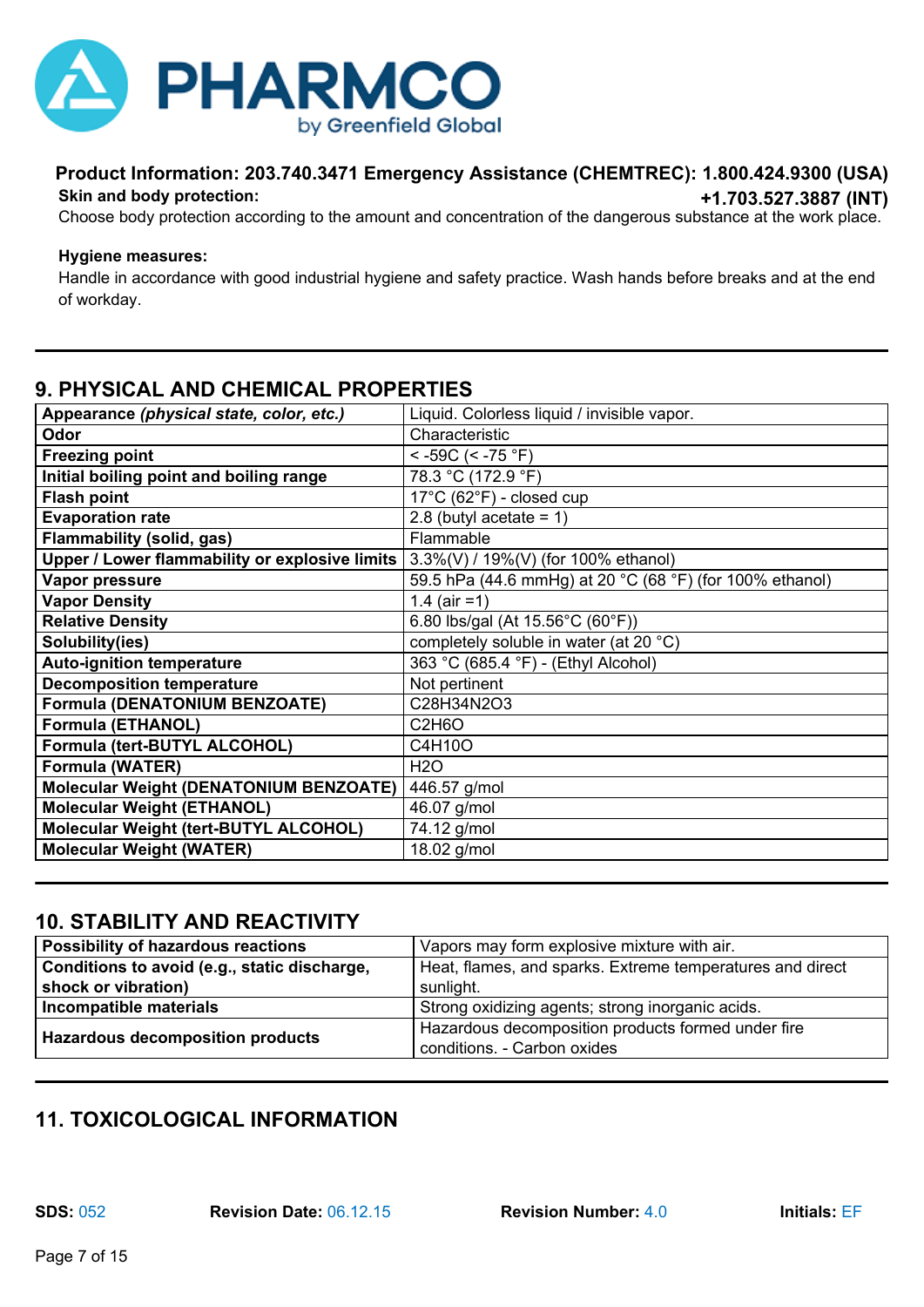**Skin and body protection:**

Choose body protection according to the amount and concentration of the dangerous substance at the work place.

**Hygiene measures:**

Handle in accordance with good industrial hygiene and safety practice. Wash hands before breaks and at the end of workday.

## 9. PHYSICAL AND CHEMICAL PROPERTIES

| | |
|---|---|
| **Appearance *(physical state, color, etc.)*** | Liquid. Colorless liquid / invisible vapor. |
| **Odor** | Characteristic |
| **Freezing point** | < -59C (< -75 °F) |
| **Initial boiling point and boiling range** | 78.3 °C (172.9 °F) |
| **Flash point** | 17°C (62°F) - closed cup |
| **Evaporation rate** | 2.8 (butyl acetate = 1) |
| **Flammability (solid, gas)** | Flammable |
| **Upper / Lower flammability or explosive limits** | 3.3%(V) / 19%(V) (for 100% ethanol) |
| **Vapor pressure** | 59.5 hPa (44.6 mmHg) at 20 °C (68 °F) (for 100% ethanol) |
| **Vapor Density** | 1.4 (air =1) |
| **Relative Density** | 6.80 lbs/gal (At 15.56°C (60°F)) |
| **Solubility(ies)** | completely soluble in water (at 20 °C) |
| **Auto-ignition temperature** | 363 °C (685.4 °F) - (Ethyl Alcohol) |
| **Decomposition temperature** | Not pertinent |
| **Formula (DENATONIUM BENZOATE)** | $C_{28}H_{34}N_2O_3$ |
| **Formula (ETHANOL)** | $C_2H_6O$ |
| **Formula (tert-BUTYL ALCOHOL)** | $C_4H_{10}O$ |
| **Formula (WATER)** | $H_2O$ |
| **Molecular Weight (DENATONIUM BENZOATE)** | 446.57 g/mol |
| **Molecular Weight (ETHANOL)** | 46.07 g/mol |
| **Molecular Weight (tert-BUTYL ALCOHOL)** | 74.12 g/mol |
| **Molecular Weight (WATER)** | 18.02 g/mol |

## 10. STABILITY AND REACTIVITY

| | |
|---|---|
| **Possibility of hazardous reactions** | Vapors may form explosive mixture with air. |
| **Conditions to avoid (e.g., static discharge, shock or vibration)** | Heat, flames, and sparks. Extreme temperatures and direct sunlight. |
| **Incompatible materials** | Strong oxidizing agents; strong inorganic acids. |
| **Hazardous decomposition products** | Hazardous decomposition products formed under fire conditions. - Carbon oxides |

## 11. TOXICOLOGICAL INFORMATION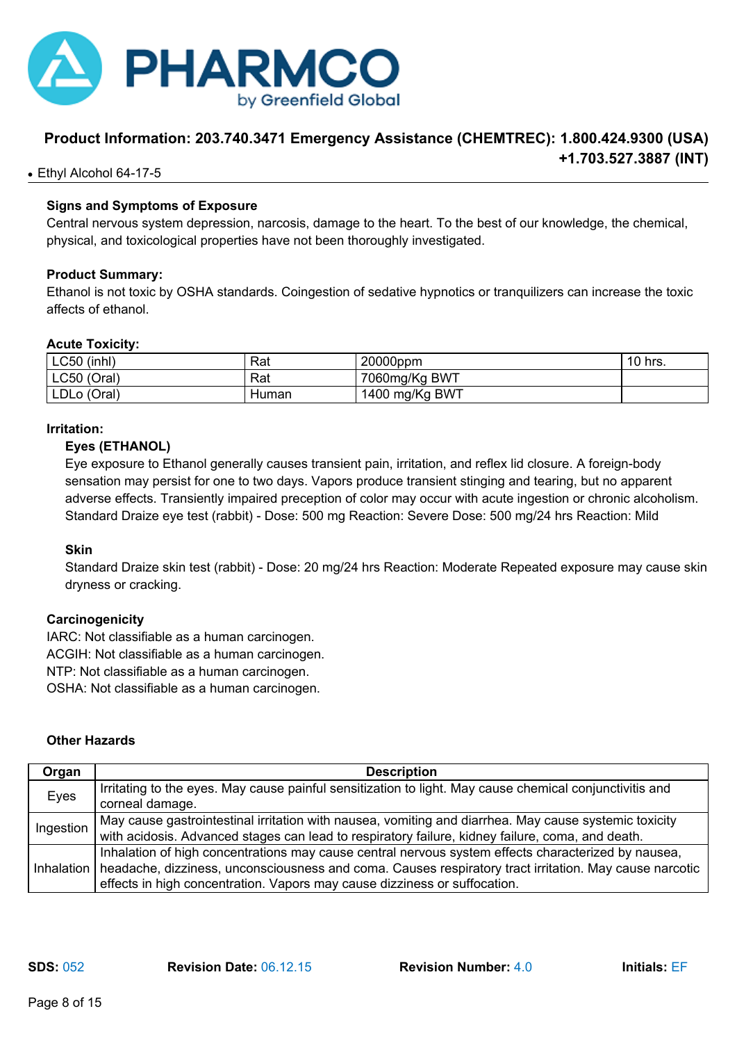- Ethyl Alcohol 64-17-5

**Signs and Symptoms of Exposure**

Central nervous system depression, narcosis, damage to the heart. To the best of our knowledge, the chemical, physical, and toxicological properties have not been thoroughly investigated.

**Product Summary:**

Ethanol is not toxic by OSHA standards. Coingestion of sedative hypnotics or tranquilizers can increase the toxic affects of ethanol.

**Acute Toxicity:**

| | | | |
|---|---|---|---|
| LC50 (inhl) | Rat | 20000ppm | 10 hrs. |
| LC50 (Oral) | Rat | 7060mg/Kg BWT | |
| LDLo (Oral) | Human | 1400 mg/Kg BWT | |

**Irritation:**

**Eyes (ETHANOL)**

Eye exposure to Ethanol generally causes transient pain, irritation, and reflex lid closure. A foreign-body sensation may persist for one to two days. Vapors produce transient stinging and tearing, but no apparent adverse effects. Transiently impaired preception of color may occur with acute ingestion or chronic alcoholism. Standard Draize eye test (rabbit) - Dose: 500 mg Reaction: Severe Dose: 500 mg/24 hrs Reaction: Mild

**Skin**

Standard Draize skin test (rabbit) - Dose: 20 mg/24 hrs Reaction: Moderate Repeated exposure may cause skin dryness or cracking.

**Carcinogenicity**

IARC: Not classifiable as a human carcinogen.
ACGIH: Not classifiable as a human carcinogen.
NTP: Not classifiable as a human carcinogen.
OSHA: Not classifiable as a human carcinogen.

**Other Hazards**

| Organ | Description |
|---|---|
| Eyes | Irritating to the eyes. May cause painful sensitization to light. May cause chemical conjunctivitis and corneal damage. |
| Ingestion | May cause gastrointestinal irritation with nausea, vomiting and diarrhea. May cause systemic toxicity with acidosis. Advanced stages can lead to respiratory failure, kidney failure, coma, and death. |
| Inhalation | Inhalation of high concentrations may cause central nervous system effects characterized by nausea, headache, dizziness, unconsciousness and coma. Causes respiratory tract irritation. May cause narcotic effects in high concentration. Vapors may cause dizziness or suffocation. |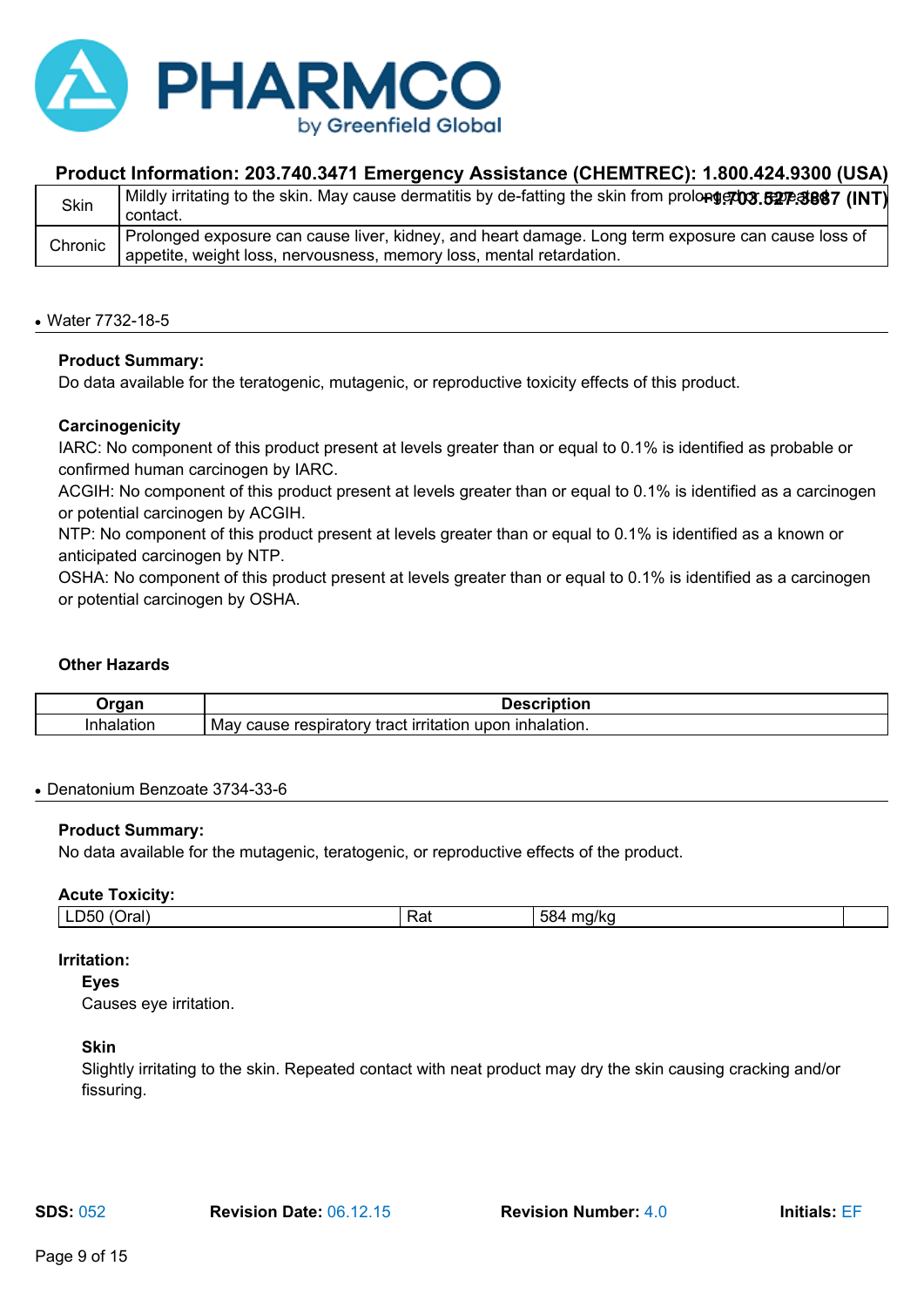| Skin | Mildly irritating to the skin. May cause dermatitis by de-fatting the skin from prolonged or repeated contact. |
|---|---|
| Chronic | Prolonged exposure can cause liver, kidney, and heart damage. Long term exposure can cause loss of appetite, weight loss, nervousness, memory loss, mental retardation. |

- Water 7732-18-5

**Product Summary:**
Do data available for the teratogenic, mutagenic, or reproductive toxicity effects of this product.

**Carcinogenicity**
IARC: No component of this product present at levels greater than or equal to 0.1% is identified as probable or confirmed human carcinogen by IARC.
ACGIH: No component of this product present at levels greater than or equal to 0.1% is identified as a carcinogen or potential carcinogen by ACGIH.
NTP: No component of this product present at levels greater than or equal to 0.1% is identified as a known or anticipated carcinogen by NTP.
OSHA: No component of this product present at levels greater than or equal to 0.1% is identified as a carcinogen or potential carcinogen by OSHA.

**Other Hazards**

| Organ | Description |
|---|---|
| Inhalation | May cause respiratory tract irritation upon inhalation. |

- Denatonium Benzoate 3734-33-6

**Product Summary:**
No data available for the mutagenic, teratogenic, or reproductive effects of the product.

**Acute Toxicity:**

| LD50 (Oral) | Rat | 584 mg/kg | |
|---|---|---|---|

**Irritation:**

**Eyes**
Causes eye irritation.

**Skin**
Slightly irritating to the skin. Repeated contact with neat product may dry the skin causing cracking and/or fissuring.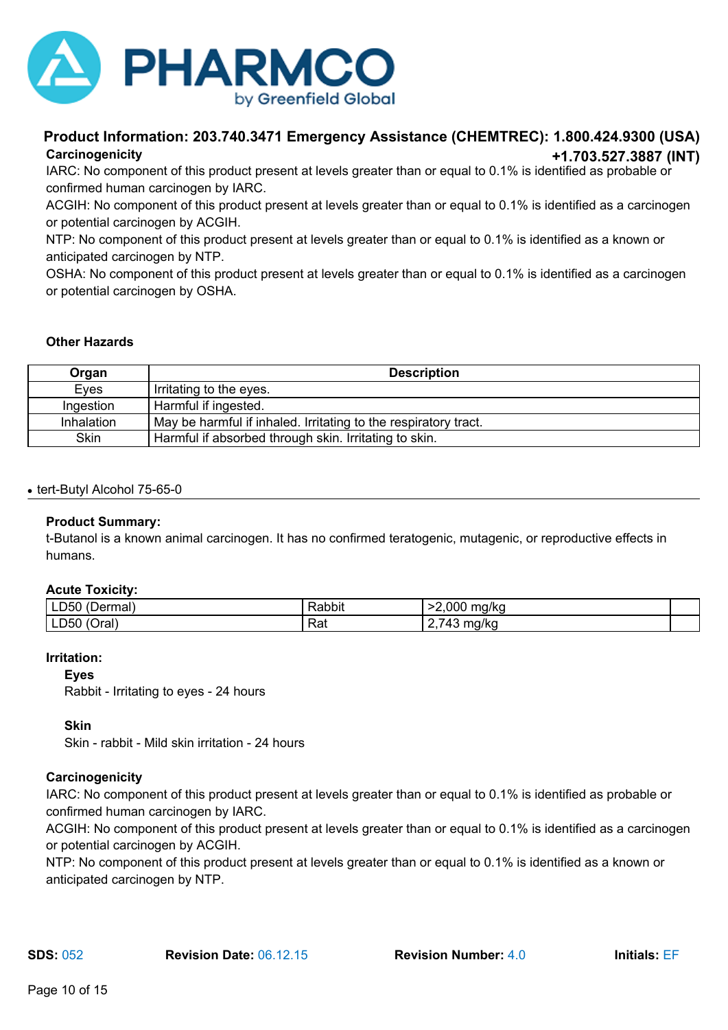### Carcinogenicity

IARC: No component of this product present at levels greater than or equal to 0.1% is identified as probable or confirmed human carcinogen by IARC.

ACGIH: No component of this product present at levels greater than or equal to 0.1% is identified as a carcinogen or potential carcinogen by ACGIH.

NTP: No component of this product present at levels greater than or equal to 0.1% is identified as a known or anticipated carcinogen by NTP.

OSHA: No component of this product present at levels greater than or equal to 0.1% is identified as a carcinogen or potential carcinogen by OSHA.

### Other Hazards

| Organ | Description |
|---|---|
| Eyes | Irritating to the eyes. |
| Ingestion | Harmful if ingested. |
| Inhalation | May be harmful if inhaled. Irritating to the respiratory tract. |
| Skin | Harmful if absorbed through skin. Irritating to skin. |

- tert-Butyl Alcohol 75-65-0

**Product Summary:**

t-Butanol is a known animal carcinogen. It has no confirmed teratogenic, mutagenic, or reproductive effects in humans.

**Acute Toxicity:**

| | | | |
|---|---|---|---|
| LD50 (Dermal) | Rabbit | >2,000 mg/kg | |
| LD50 (Oral) | Rat | 2,743 mg/kg | |

**Irritation:**

**Eyes**

Rabbit - Irritating to eyes - 24 hours

**Skin**

Skin - rabbit - Mild skin irritation - 24 hours

### Carcinogenicity

IARC: No component of this product present at levels greater than or equal to 0.1% is identified as probable or confirmed human carcinogen by IARC.

ACGIH: No component of this product present at levels greater than or equal to 0.1% is identified as a carcinogen or potential carcinogen by ACGIH.

NTP: No component of this product present at levels greater than or equal to 0.1% is identified as a known or anticipated carcinogen by NTP.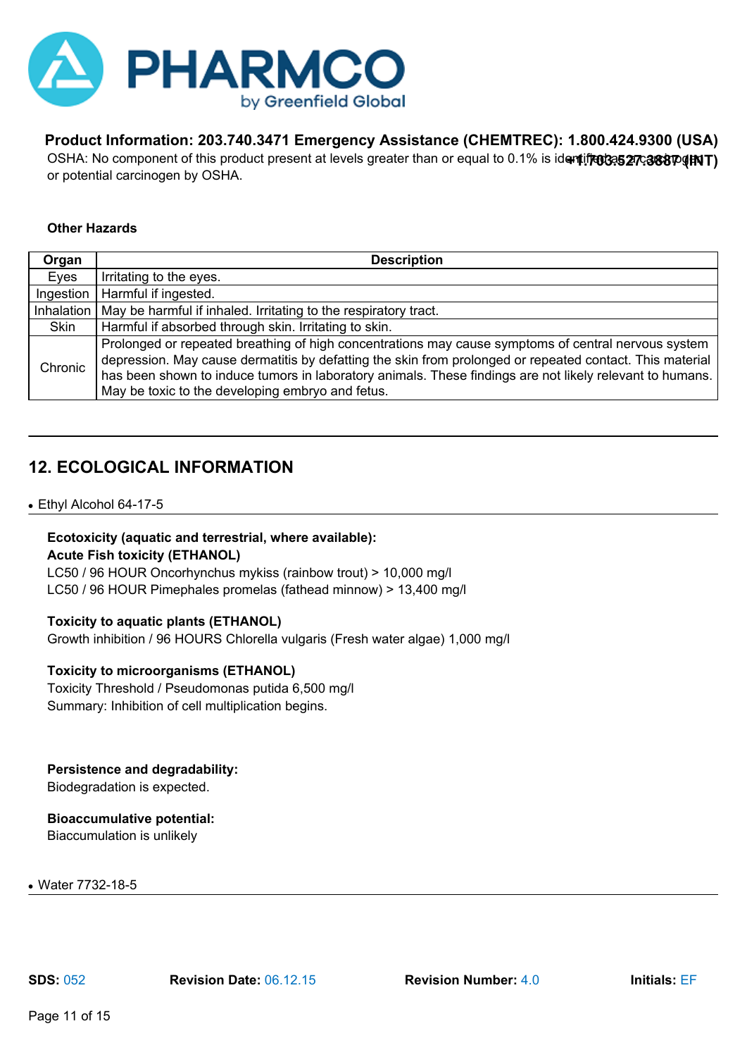OSHA: No component of this product present at levels greater than or equal to 0.1% is identified as probable, possible or confirmed human carcinogen or potential carcinogen by OSHA.

**Other Hazards**

| Organ | Description |
| --- | --- |
| Eyes | Irritating to the eyes. |
| Ingestion | Harmful if ingested. |
| Inhalation | May be harmful if inhaled. Irritating to the respiratory tract. |
| Skin | Harmful if absorbed through skin. Irritating to skin. |
| Chronic | Prolonged or repeated breathing of high concentrations may cause symptoms of central nervous system depression. May cause dermatitis by defatting the skin from prolonged or repeated contact. This material has been shown to induce tumors in laboratory animals. These findings are not likely relevant to humans. May be toxic to the developing embryo and fetus. |

## 12. ECOLOGICAL INFORMATION

- Ethyl Alcohol 64-17-5

**Ecotoxicity (aquatic and terrestrial, where available):**
**Acute Fish toxicity (ETHANOL)**
LC50 / 96 HOUR Oncorhynchus mykiss (rainbow trout) > 10,000 mg/l
LC50 / 96 HOUR Pimephales promelas (fathead minnow) > 13,400 mg/l

**Toxicity to aquatic plants (ETHANOL)**
Growth inhibition / 96 HOURS Chlorella vulgaris (Fresh water algae) 1,000 mg/l

**Toxicity to microorganisms (ETHANOL)**
Toxicity Threshold / Pseudomonas putida 6,500 mg/l
Summary: Inhibition of cell multiplication begins.

**Persistence and degradability:**
Biodegradation is expected.

**Bioaccumulative potential:**
Biaccumulation is unlikely

- Water 7732-18-5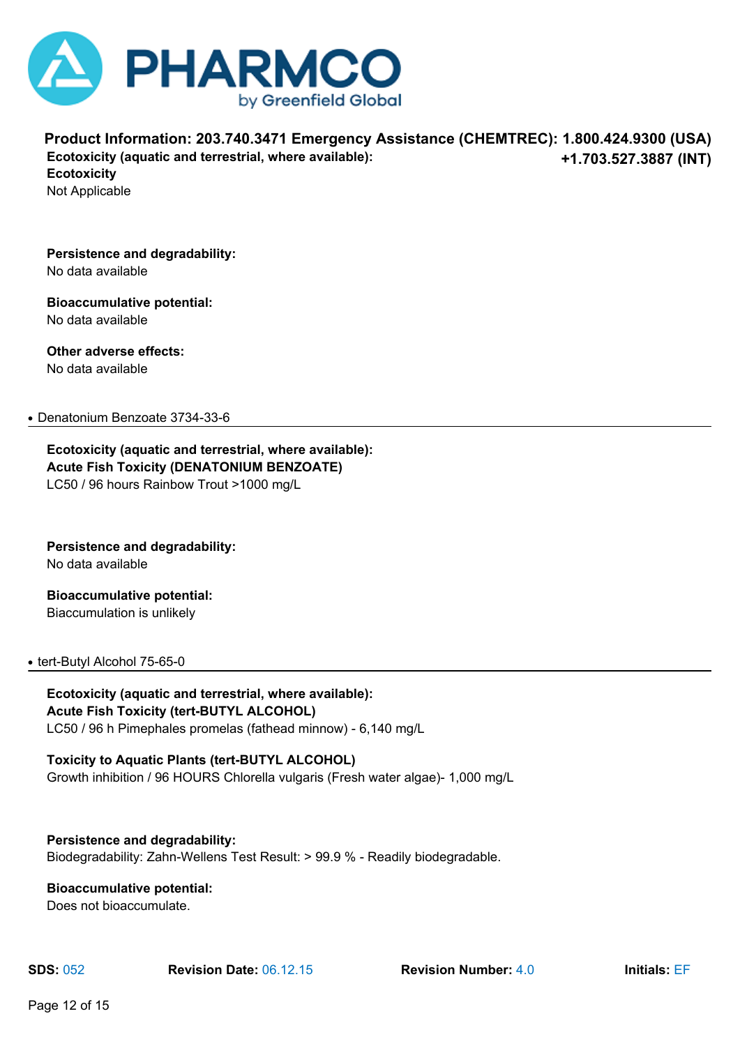**Ecotoxicity (aquatic and terrestrial, where available):**
**Ecotoxicity**
Not Applicable

**Persistence and degradability:**
No data available

**Bioaccumulative potential:**
No data available

**Other adverse effects:**
No data available

- Denatonium Benzoate 3734-33-6

**Ecotoxicity (aquatic and terrestrial, where available):**
**Acute Fish Toxicity (DENATONIUM BENZOATE)**
LC50 / 96 hours Rainbow Trout >1000 mg/L

**Persistence and degradability:**
No data available

**Bioaccumulative potential:**
Biaccumulation is unlikely

- tert-Butyl Alcohol 75-65-0

**Ecotoxicity (aquatic and terrestrial, where available):**
**Acute Fish Toxicity (tert-BUTYL ALCOHOL)**
LC50 / 96 h Pimephales promelas (fathead minnow) - 6,140 mg/L

**Toxicity to Aquatic Plants (tert-BUTYL ALCOHOL)**
Growth inhibition / 96 HOURS Chlorella vulgaris (Fresh water algae)- 1,000 mg/L

**Persistence and degradability:**
Biodegradability: Zahn-Wellens Test Result: > 99.9 % - Readily biodegradable.

**Bioaccumulative potential:**
Does not bioaccumulate.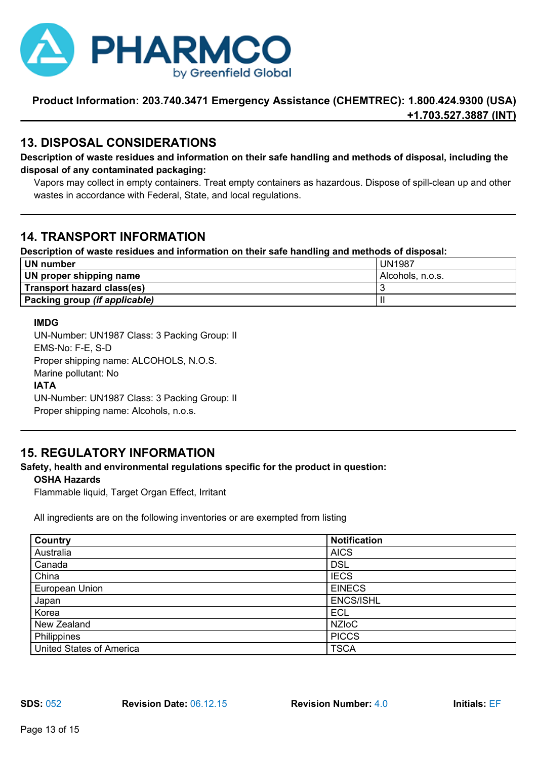## 13. DISPOSAL CONSIDERATIONS

**Description of waste residues and information on their safe handling and methods of disposal, including the disposal of any contaminated packaging:**

Vapors may collect in empty containers. Treat empty containers as hazardous. Dispose of spill-clean up and other wastes in accordance with Federal, State, and local regulations.

## 14. TRANSPORT INFORMATION

**Description of waste residues and information on their safe handling and methods of disposal:**

| **UN number** | UN1987 |
|---|---|
| **UN proper shipping name** | Alcohols, n.o.s. |
| **Transport hazard class(es)** | 3 |
| **Packing group** ***(if applicable)*** | II |

**IMDG**

UN-Number: UN1987 Class: 3 Packing Group: II
EMS-No: F-E, S-D
Proper shipping name: ALCOHOLS, N.O.S.
Marine pollutant: No

**IATA**

UN-Number: UN1987 Class: 3 Packing Group: II
Proper shipping name: Alcohols, n.o.s.

## 15. REGULATORY INFORMATION

**Safety, health and environmental regulations specific for the product in question:**

**OSHA Hazards**

Flammable liquid, Target Organ Effect, Irritant

All ingredients are on the following inventories or are exempted from listing

| **Country** | **Notification** |
|---|---|
| Australia | AICS |
| Canada | DSL |
| China | IECS |
| European Union | EINECS |
| Japan | ENCS/ISHL |
| Korea | ECL |
| New Zealand | NZIoC |
| Philippines | PICCS |
| United States of America | TSCA |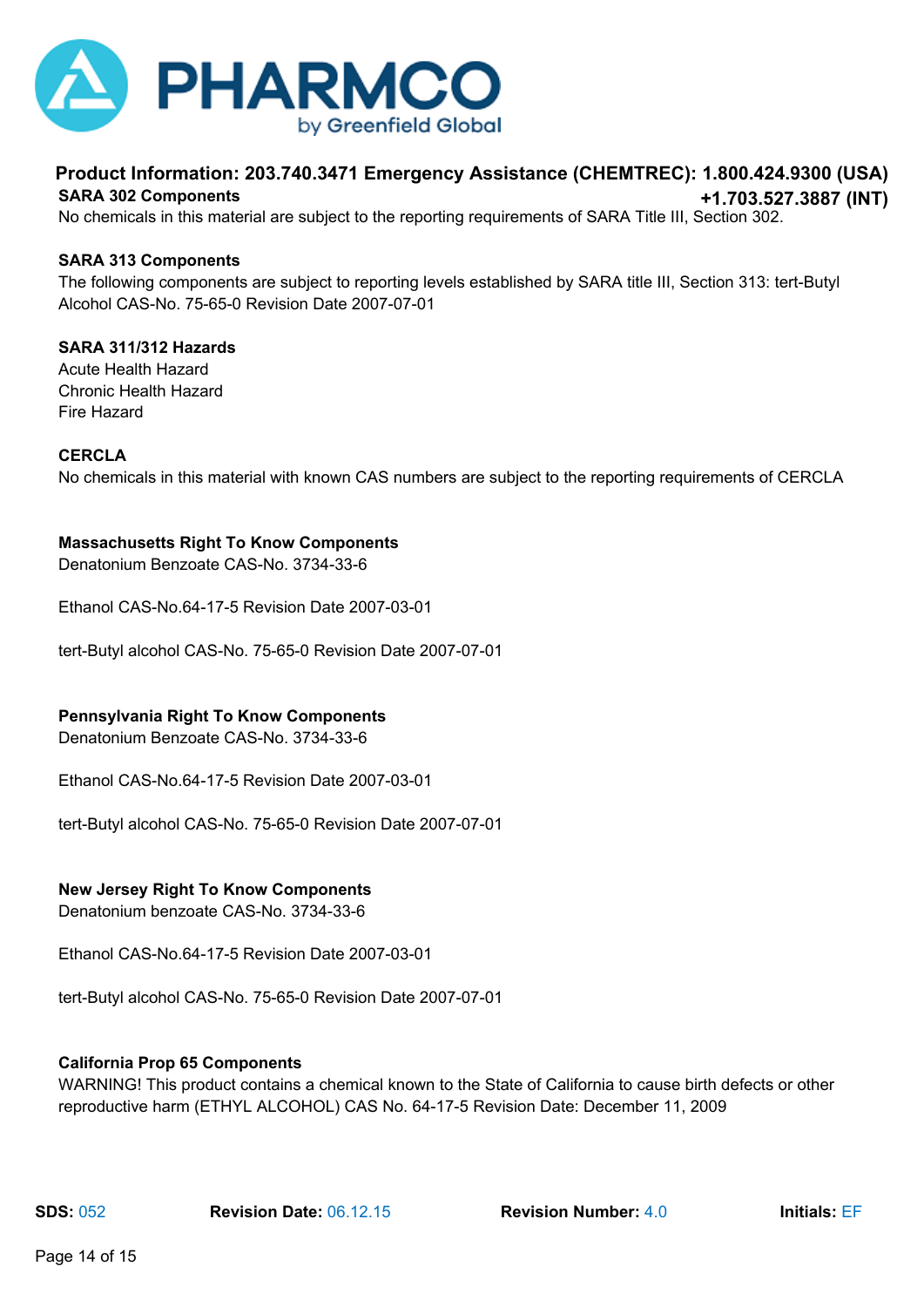**SARA 302 Components**

No chemicals in this material are subject to the reporting requirements of SARA Title III, Section 302.

**SARA 313 Components**

The following components are subject to reporting levels established by SARA title III, Section 313: tert-Butyl Alcohol CAS-No. 75-65-0 Revision Date 2007-07-01

**SARA 311/312 Hazards**

Acute Health Hazard
Chronic Health Hazard
Fire Hazard

**CERCLA**

No chemicals in this material with known CAS numbers are subject to the reporting requirements of CERCLA

**Massachusetts Right To Know Components**

Denatonium Benzoate CAS-No. 3734-33-6

Ethanol CAS-No.64-17-5 Revision Date 2007-03-01

tert-Butyl alcohol CAS-No. 75-65-0 Revision Date 2007-07-01

**Pennsylvania Right To Know Components**

Denatonium Benzoate CAS-No. 3734-33-6

Ethanol CAS-No.64-17-5 Revision Date 2007-03-01

tert-Butyl alcohol CAS-No. 75-65-0 Revision Date 2007-07-01

**New Jersey Right To Know Components**

Denatonium benzoate CAS-No. 3734-33-6

Ethanol CAS-No.64-17-5 Revision Date 2007-03-01

tert-Butyl alcohol CAS-No. 75-65-0 Revision Date 2007-07-01

**California Prop 65 Components**

WARNING! This product contains a chemical known to the State of California to cause birth defects or other reproductive harm (ETHYL ALCOHOL) CAS No. 64-17-5 Revision Date: December 11, 2009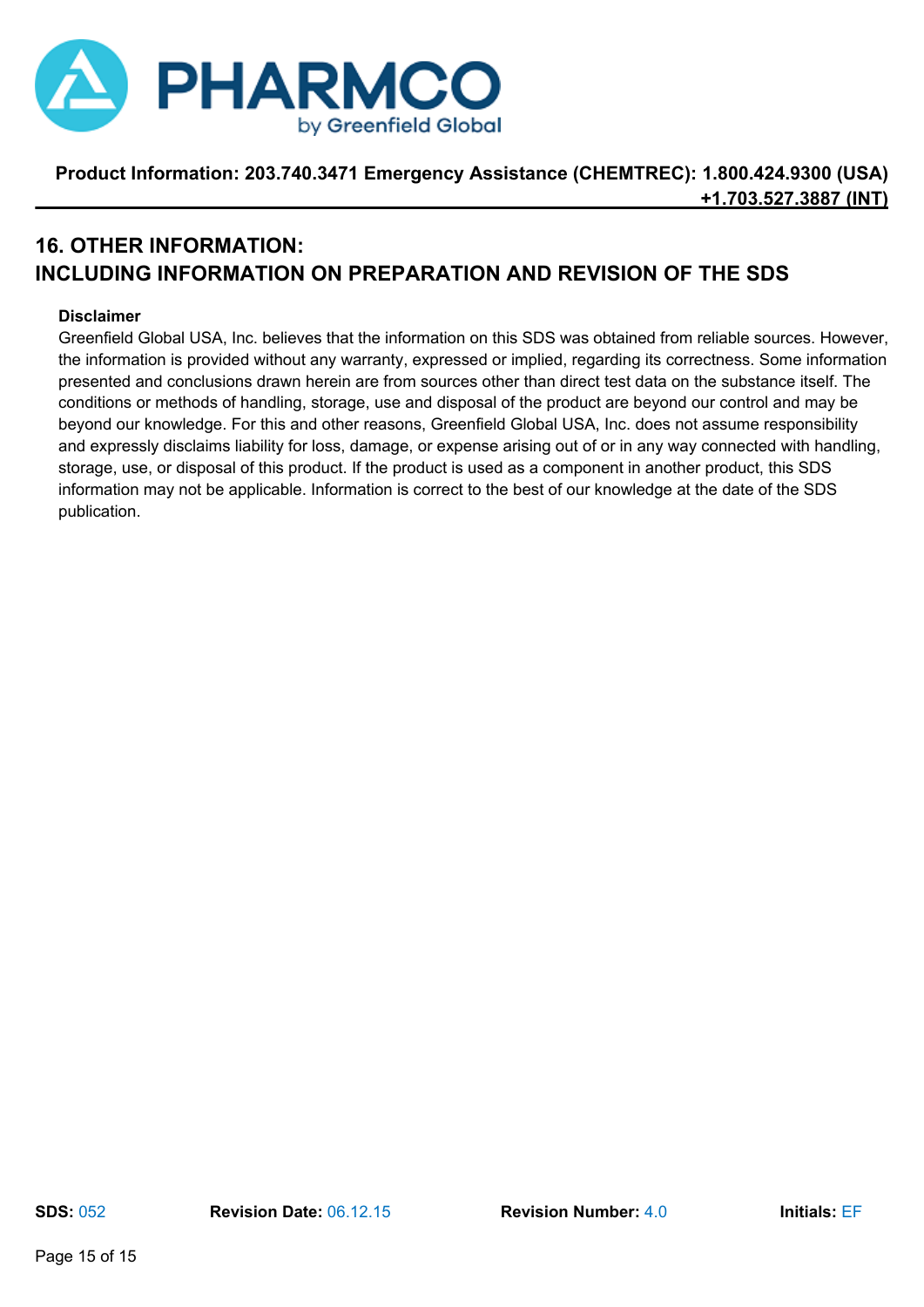## 16. OTHER INFORMATION: INCLUDING INFORMATION ON PREPARATION AND REVISION OF THE SDS

**Disclaimer**

Greenfield Global USA, Inc. believes that the information on this SDS was obtained from reliable sources. However, the information is provided without any warranty, expressed or implied, regarding its correctness. Some information presented and conclusions drawn herein are from sources other than direct test data on the substance itself. The conditions or methods of handling, storage, use and disposal of the product are beyond our control and may be beyond our knowledge. For this and other reasons, Greenfield Global USA, Inc. does not assume responsibility and expressly disclaims liability for loss, damage, or expense arising out of or in any way connected with handling, storage, use, or disposal of this product. If the product is used as a component in another product, this SDS information may not be applicable. Information is correct to the best of our knowledge at the date of the SDS publication.